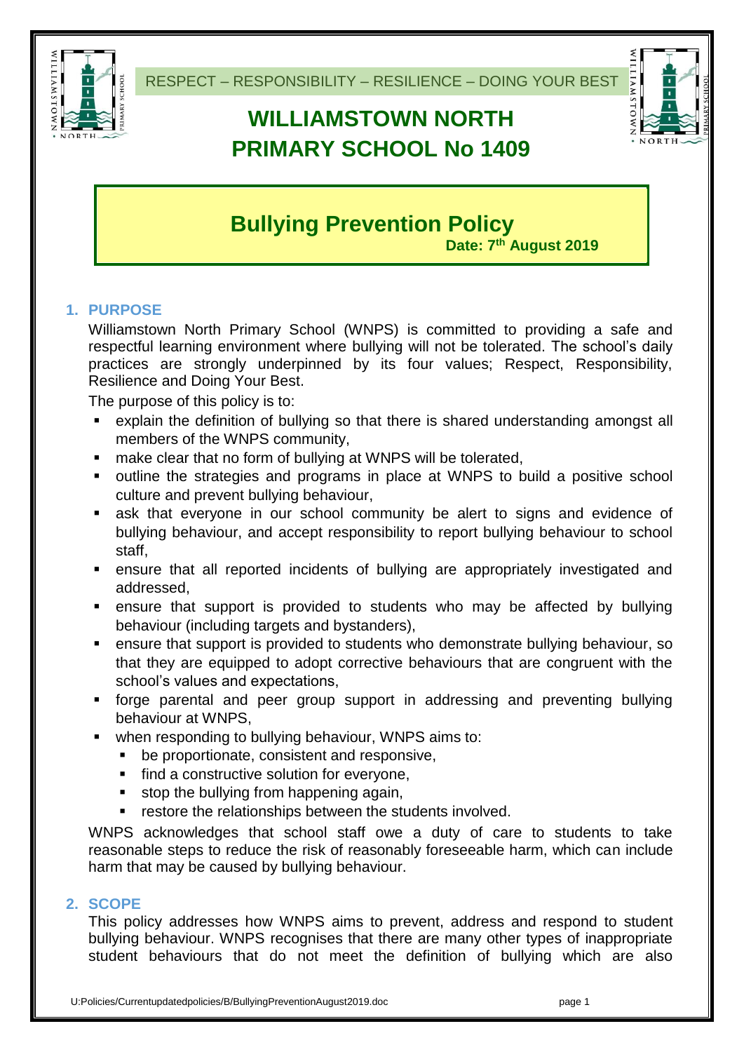RESPECT – RESPONSIBILITY – RESILIENCE – DOING YOUR BEST

# WILLIAMSTOWN NORTH PRIMARY SCHOOL No 1409

# Bullying Prevention Policy

**Date: 7th August 2019**

## 1. PURPOSE

Williamstown North Primary School (WNPS) is committed to providing a safe and respectful learning environment where bullying will not be tolerated. The school's daily practices are strongly underpinned by its four values; Respect, Responsibility, Resilience and Doing Your Best.

The purpose of this policy is to:

- explain the definition of bullying so that there is shared understanding amongst all members of the WNPS community,
- make clear that no form of bullying at WNPS will be tolerated,
- outline the strategies and programs in place at WNPS to build a positive school culture and prevent bullying behaviour,
- ask that everyone in our school community be alert to signs and evidence of bullying behaviour, and accept responsibility to report bullying behaviour to school staff,
- ensure that all reported incidents of bullying are appropriately investigated and addressed,
- ensure that support is provided to students who may be affected by bullying behaviour (including targets and bystanders),
- ensure that support is provided to students who demonstrate bullying behaviour, so that they are equipped to adopt corrective behaviours that are congruent with the school's values and expectations,
- forge parental and peer group support in addressing and preventing bullying behaviour at WNPS,
- when responding to bullying behaviour, WNPS aims to:
  - be proportionate, consistent and responsive,
  - find a constructive solution for everyone,
  - stop the bullying from happening again,
  - restore the relationships between the students involved.

WNPS acknowledges that school staff owe a duty of care to students to take reasonable steps to reduce the risk of reasonably foreseeable harm, which can include harm that may be caused by bullying behaviour.

## 2. SCOPE

This policy addresses how WNPS aims to prevent, address and respond to student bullying behaviour. WNPS recognises that there are many other types of inappropriate student behaviours that do not meet the definition of bullying which are also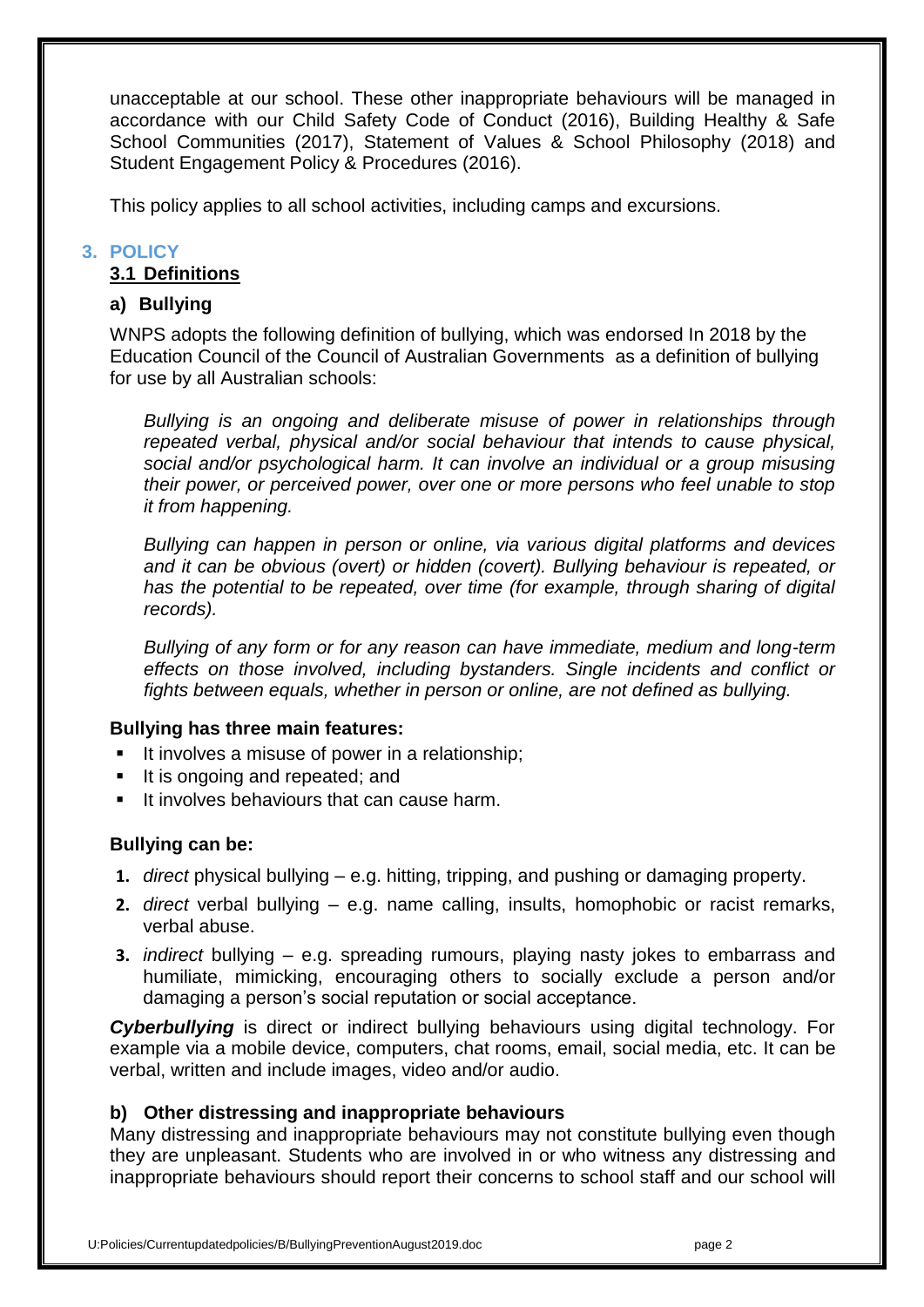unacceptable at our school. These other inappropriate behaviours will be managed in accordance with our Child Safety Code of Conduct (2016), Building Healthy & Safe School Communities (2017), Statement of Values & School Philosophy (2018) and Student Engagement Policy & Procedures (2016).

This policy applies to all school activities, including camps and excursions.

## 3. POLICY

### 3.1 Definitions

#### a) Bullying

WNPS adopts the following definition of bullying, which was endorsed In 2018 by the Education Council of the Council of Australian Governments as a definition of bullying for use by all Australian schools:

*Bullying is an ongoing and deliberate misuse of power in relationships through repeated verbal, physical and/or social behaviour that intends to cause physical, social and/or psychological harm. It can involve an individual or a group misusing their power, or perceived power, over one or more persons who feel unable to stop it from happening.*

*Bullying can happen in person or online, via various digital platforms and devices and it can be obvious (overt) or hidden (covert). Bullying behaviour is repeated, or has the potential to be repeated, over time (for example, through sharing of digital records).*

*Bullying of any form or for any reason can have immediate, medium and long-term effects on those involved, including bystanders. Single incidents and conflict or fights between equals, whether in person or online, are not defined as bullying.*

**Bullying has three main features:**

- It involves a misuse of power in a relationship;
- It is ongoing and repeated; and
- It involves behaviours that can cause harm.

**Bullying can be:**

1. *direct* physical bullying – e.g. hitting, tripping, and pushing or damaging property.
2. *direct* verbal bullying – e.g. name calling, insults, homophobic or racist remarks, verbal abuse.
3. *indirect* bullying – e.g. spreading rumours, playing nasty jokes to embarrass and humiliate, mimicking, encouraging others to socially exclude a person and/or damaging a person's social reputation or social acceptance.

***Cyberbullying*** is direct or indirect bullying behaviours using digital technology. For example via a mobile device, computers, chat rooms, email, social media, etc. It can be verbal, written and include images, video and/or audio.

#### b) Other distressing and inappropriate behaviours

Many distressing and inappropriate behaviours may not constitute bullying even though they are unpleasant. Students who are involved in or who witness any distressing and inappropriate behaviours should report their concerns to school staff and our school will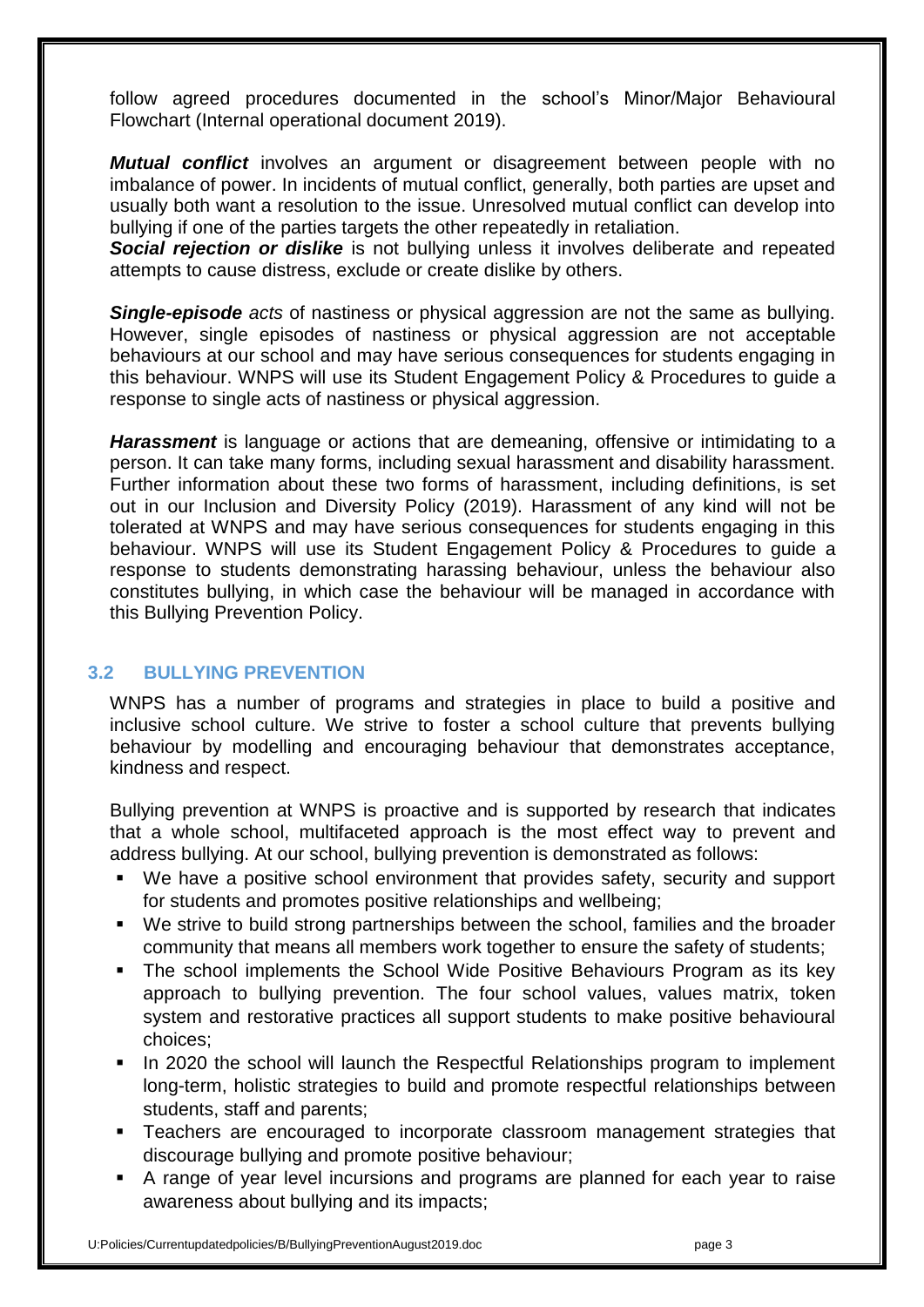follow agreed procedures documented in the school's Minor/Major Behavioural Flowchart (Internal operational document 2019).

***Mutual conflict*** involves an argument or disagreement between people with no imbalance of power. In incidents of mutual conflict, generally, both parties are upset and usually both want a resolution to the issue. Unresolved mutual conflict can develop into bullying if one of the parties targets the other repeatedly in retaliation.

***Social rejection or dislike*** is not bullying unless it involves deliberate and repeated attempts to cause distress, exclude or create dislike by others.

***Single-episode** acts* of nastiness or physical aggression are not the same as bullying. However, single episodes of nastiness or physical aggression are not acceptable behaviours at our school and may have serious consequences for students engaging in this behaviour. WNPS will use its Student Engagement Policy & Procedures to guide a response to single acts of nastiness or physical aggression.

***Harassment*** is language or actions that are demeaning, offensive or intimidating to a person. It can take many forms, including sexual harassment and disability harassment. Further information about these two forms of harassment, including definitions, is set out in our Inclusion and Diversity Policy (2019). Harassment of any kind will not be tolerated at WNPS and may have serious consequences for students engaging in this behaviour. WNPS will use its Student Engagement Policy & Procedures to guide a response to students demonstrating harassing behaviour, unless the behaviour also constitutes bullying, in which case the behaviour will be managed in accordance with this Bullying Prevention Policy.

### 3.2 BULLYING PREVENTION

WNPS has a number of programs and strategies in place to build a positive and inclusive school culture. We strive to foster a school culture that prevents bullying behaviour by modelling and encouraging behaviour that demonstrates acceptance, kindness and respect.

Bullying prevention at WNPS is proactive and is supported by research that indicates that a whole school, multifaceted approach is the most effect way to prevent and address bullying. At our school, bullying prevention is demonstrated as follows:

- We have a positive school environment that provides safety, security and support for students and promotes positive relationships and wellbeing;
- We strive to build strong partnerships between the school, families and the broader community that means all members work together to ensure the safety of students;
- The school implements the School Wide Positive Behaviours Program as its key approach to bullying prevention. The four school values, values matrix, token system and restorative practices all support students to make positive behavioural choices;
- In 2020 the school will launch the Respectful Relationships program to implement long-term, holistic strategies to build and promote respectful relationships between students, staff and parents;
- Teachers are encouraged to incorporate classroom management strategies that discourage bullying and promote positive behaviour;
- A range of year level incursions and programs are planned for each year to raise awareness about bullying and its impacts;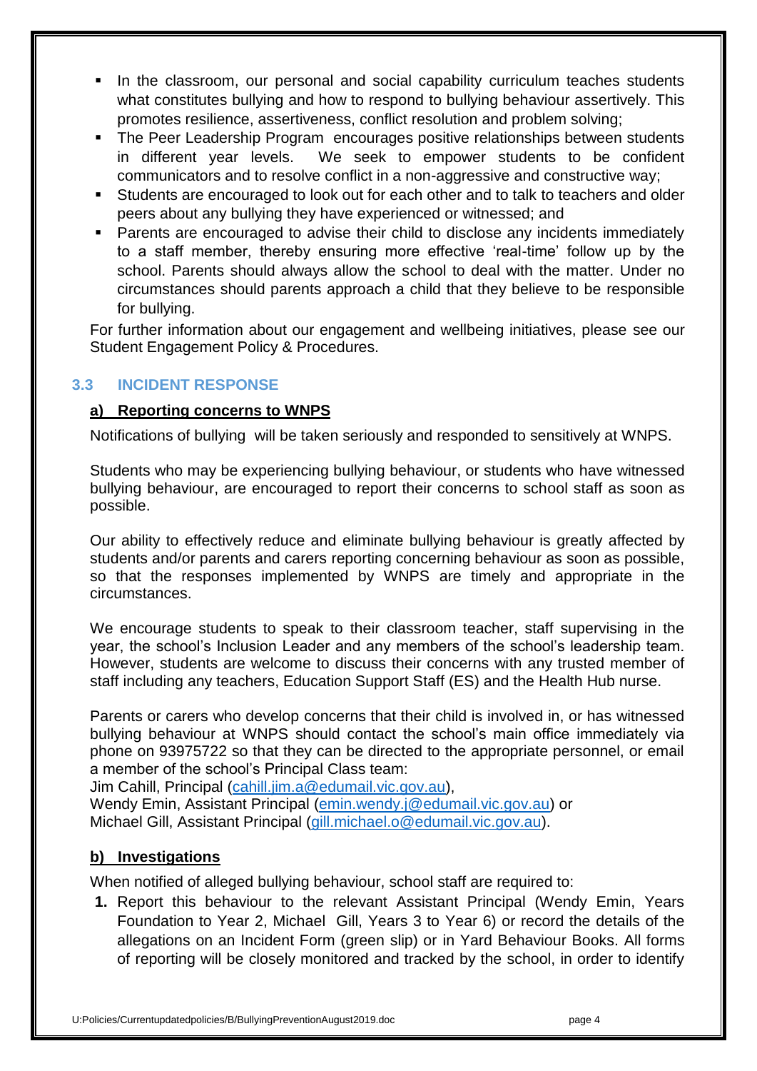- In the classroom, our personal and social capability curriculum teaches students what constitutes bullying and how to respond to bullying behaviour assertively. This promotes resilience, assertiveness, conflict resolution and problem solving;
- The Peer Leadership Program encourages positive relationships between students in different year levels. We seek to empower students to be confident communicators and to resolve conflict in a non-aggressive and constructive way;
- Students are encouraged to look out for each other and to talk to teachers and older peers about any bullying they have experienced or witnessed; and
- Parents are encouraged to advise their child to disclose any incidents immediately to a staff member, thereby ensuring more effective 'real-time' follow up by the school. Parents should always allow the school to deal with the matter. Under no circumstances should parents approach a child that they believe to be responsible for bullying.

For further information about our engagement and wellbeing initiatives, please see our Student Engagement Policy & Procedures.

### 3.3 INCIDENT RESPONSE

**a) Reporting concerns to WNPS**

Notifications of bullying will be taken seriously and responded to sensitively at WNPS.

Students who may be experiencing bullying behaviour, or students who have witnessed bullying behaviour, are encouraged to report their concerns to school staff as soon as possible.

Our ability to effectively reduce and eliminate bullying behaviour is greatly affected by students and/or parents and carers reporting concerning behaviour as soon as possible, so that the responses implemented by WNPS are timely and appropriate in the circumstances.

We encourage students to speak to their classroom teacher, staff supervising in the year, the school's Inclusion Leader and any members of the school's leadership team. However, students are welcome to discuss their concerns with any trusted member of staff including any teachers, Education Support Staff (ES) and the Health Hub nurse.

Parents or carers who develop concerns that their child is involved in, or has witnessed bullying behaviour at WNPS should contact the school's main office immediately via phone on 93975722 so that they can be directed to the appropriate personnel, or email a member of the school's Principal Class team:
Jim Cahill, Principal (cahill.jim.a@edumail.vic.gov.au),
Wendy Emin, Assistant Principal (emin.wendy.j@edumail.vic.gov.au) or
Michael Gill, Assistant Principal (gill.michael.o@edumail.vic.gov.au).

**b) Investigations**

When notified of alleged bullying behaviour, school staff are required to:

1. Report this behaviour to the relevant Assistant Principal (Wendy Emin, Years Foundation to Year 2, Michael Gill, Years 3 to Year 6) or record the details of the allegations on an Incident Form (green slip) or in Yard Behaviour Books. All forms of reporting will be closely monitored and tracked by the school, in order to identify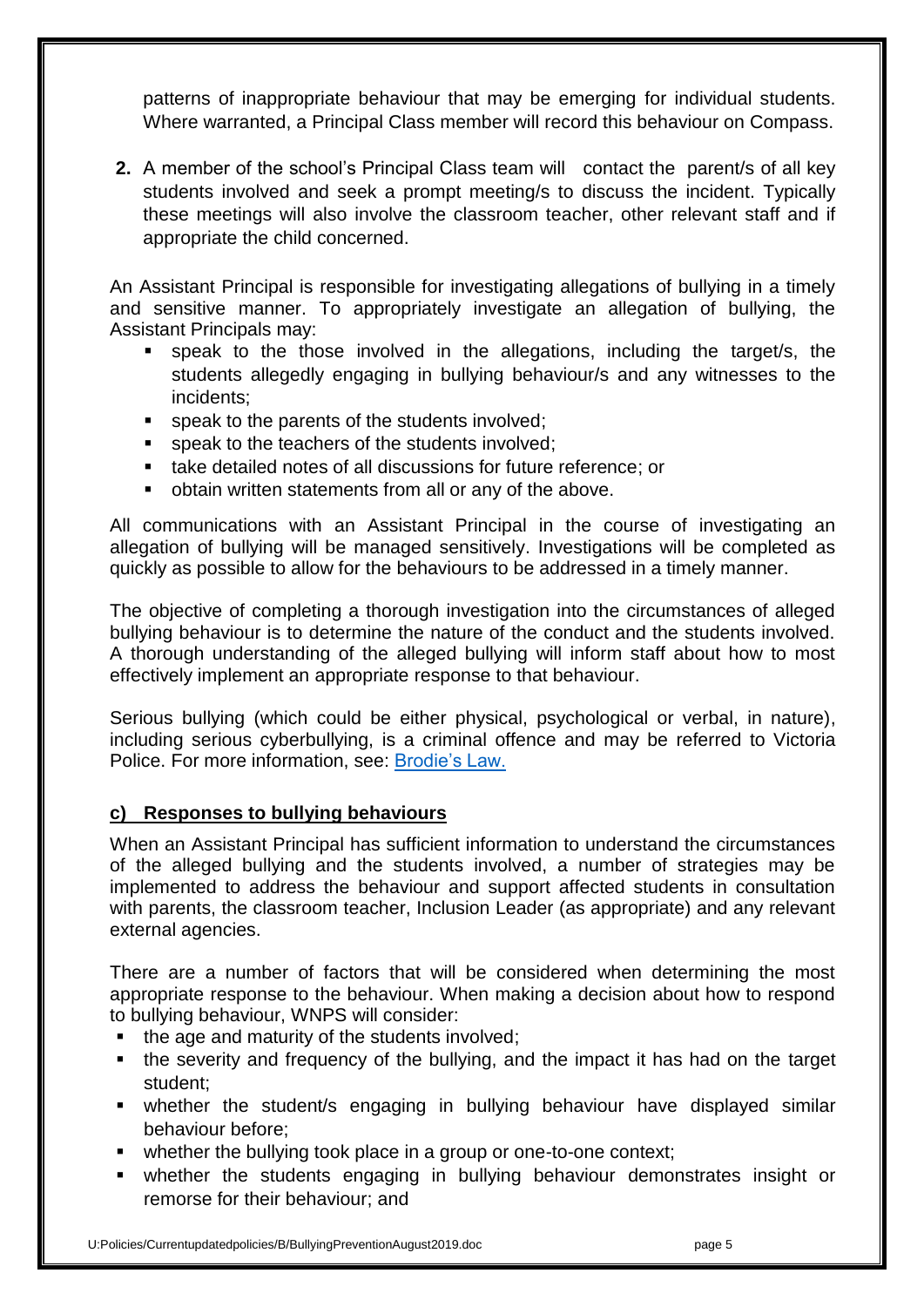patterns of inappropriate behaviour that may be emerging for individual students. Where warranted, a Principal Class member will record this behaviour on Compass.

**2.** A member of the school's Principal Class team will contact the parent/s of all key students involved and seek a prompt meeting/s to discuss the incident. Typically these meetings will also involve the classroom teacher, other relevant staff and if appropriate the child concerned.

An Assistant Principal is responsible for investigating allegations of bullying in a timely and sensitive manner. To appropriately investigate an allegation of bullying, the Assistant Principals may:

- speak to the those involved in the allegations, including the target/s, the students allegedly engaging in bullying behaviour/s and any witnesses to the incidents;
- speak to the parents of the students involved;
- speak to the teachers of the students involved;
- take detailed notes of all discussions for future reference; or
- obtain written statements from all or any of the above.

All communications with an Assistant Principal in the course of investigating an allegation of bullying will be managed sensitively. Investigations will be completed as quickly as possible to allow for the behaviours to be addressed in a timely manner.

The objective of completing a thorough investigation into the circumstances of alleged bullying behaviour is to determine the nature of the conduct and the students involved. A thorough understanding of the alleged bullying will inform staff about how to most effectively implement an appropriate response to that behaviour.

Serious bullying (which could be either physical, psychological or verbal, in nature), including serious cyberbullying, is a criminal offence and may be referred to Victoria Police. For more information, see: Brodie's Law.

### c) Responses to bullying behaviours

When an Assistant Principal has sufficient information to understand the circumstances of the alleged bullying and the students involved, a number of strategies may be implemented to address the behaviour and support affected students in consultation with parents, the classroom teacher, Inclusion Leader (as appropriate) and any relevant external agencies.

There are a number of factors that will be considered when determining the most appropriate response to the behaviour. When making a decision about how to respond to bullying behaviour, WNPS will consider:

- the age and maturity of the students involved;
- the severity and frequency of the bullying, and the impact it has had on the target student;
- whether the student/s engaging in bullying behaviour have displayed similar behaviour before;
- whether the bullying took place in a group or one-to-one context;
- whether the students engaging in bullying behaviour demonstrates insight or remorse for their behaviour; and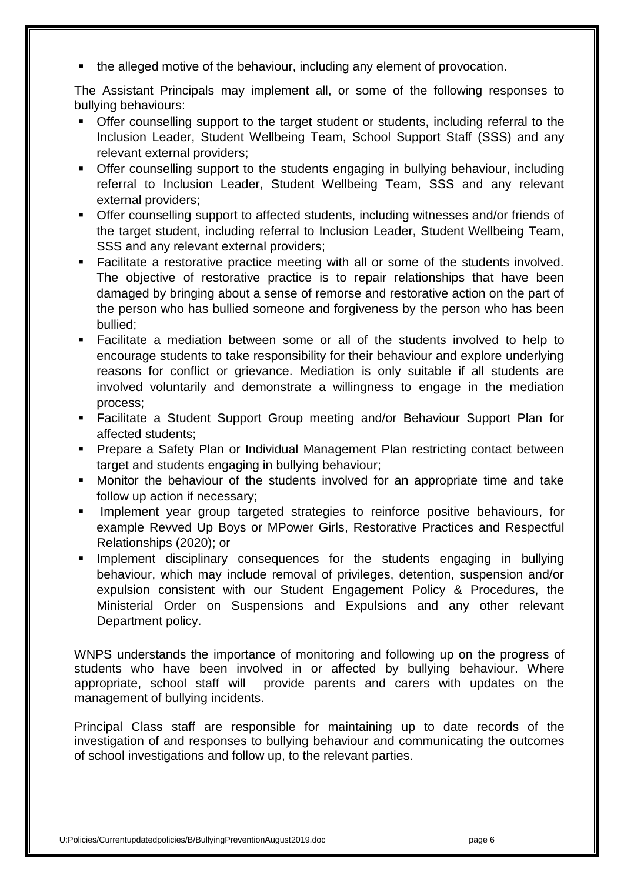- the alleged motive of the behaviour, including any element of provocation.

The Assistant Principals may implement all, or some of the following responses to bullying behaviours:

- Offer counselling support to the target student or students, including referral to the Inclusion Leader, Student Wellbeing Team, School Support Staff (SSS) and any relevant external providers;
- Offer counselling support to the students engaging in bullying behaviour, including referral to Inclusion Leader, Student Wellbeing Team, SSS and any relevant external providers;
- Offer counselling support to affected students, including witnesses and/or friends of the target student, including referral to Inclusion Leader, Student Wellbeing Team, SSS and any relevant external providers;
- Facilitate a restorative practice meeting with all or some of the students involved. The objective of restorative practice is to repair relationships that have been damaged by bringing about a sense of remorse and restorative action on the part of the person who has bullied someone and forgiveness by the person who has been bullied;
- Facilitate a mediation between some or all of the students involved to help to encourage students to take responsibility for their behaviour and explore underlying reasons for conflict or grievance. Mediation is only suitable if all students are involved voluntarily and demonstrate a willingness to engage in the mediation process;
- Facilitate a Student Support Group meeting and/or Behaviour Support Plan for affected students;
- Prepare a Safety Plan or Individual Management Plan restricting contact between target and students engaging in bullying behaviour;
- Monitor the behaviour of the students involved for an appropriate time and take follow up action if necessary;
- Implement year group targeted strategies to reinforce positive behaviours, for example Revved Up Boys or MPower Girls, Restorative Practices and Respectful Relationships (2020); or
- Implement disciplinary consequences for the students engaging in bullying behaviour, which may include removal of privileges, detention, suspension and/or expulsion consistent with our Student Engagement Policy & Procedures, the Ministerial Order on Suspensions and Expulsions and any other relevant Department policy.

WNPS understands the importance of monitoring and following up on the progress of students who have been involved in or affected by bullying behaviour. Where appropriate, school staff will provide parents and carers with updates on the management of bullying incidents.

Principal Class staff are responsible for maintaining up to date records of the investigation of and responses to bullying behaviour and communicating the outcomes of school investigations and follow up, to the relevant parties.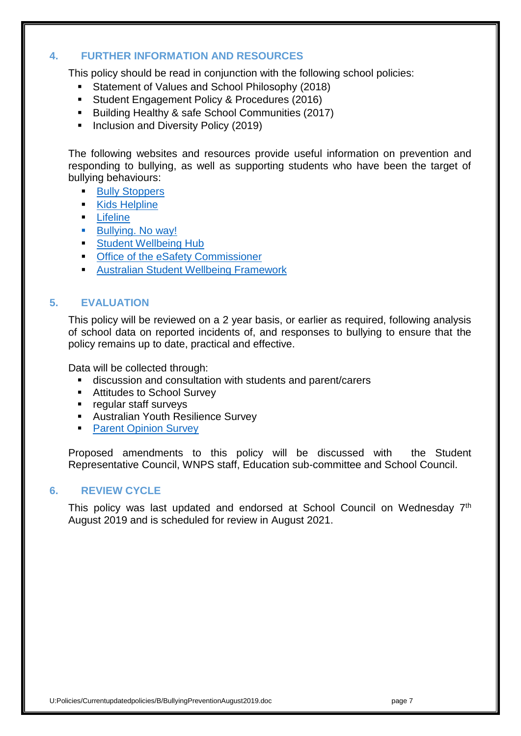## 4. FURTHER INFORMATION AND RESOURCES

This policy should be read in conjunction with the following school policies:

- Statement of Values and School Philosophy (2018)
- Student Engagement Policy & Procedures (2016)
- Building Healthy & safe School Communities (2017)
- Inclusion and Diversity Policy (2019)

The following websites and resources provide useful information on prevention and responding to bullying, as well as supporting students who have been the target of bullying behaviours:

- Bully Stoppers
- Kids Helpline
- Lifeline
- Bullying. No way!
- Student Wellbeing Hub
- Office of the eSafety Commissioner
- Australian Student Wellbeing Framework

## 5. EVALUATION

This policy will be reviewed on a 2 year basis, or earlier as required, following analysis of school data on reported incidents of, and responses to bullying to ensure that the policy remains up to date, practical and effective.

Data will be collected through:

- discussion and consultation with students and parent/carers
- Attitudes to School Survey
- regular staff surveys
- Australian Youth Resilience Survey
- Parent Opinion Survey

Proposed amendments to this policy will be discussed with the Student Representative Council, WNPS staff, Education sub-committee and School Council.

## 6. REVIEW CYCLE

This policy was last updated and endorsed at School Council on Wednesday 7th August 2019 and is scheduled for review in August 2021.